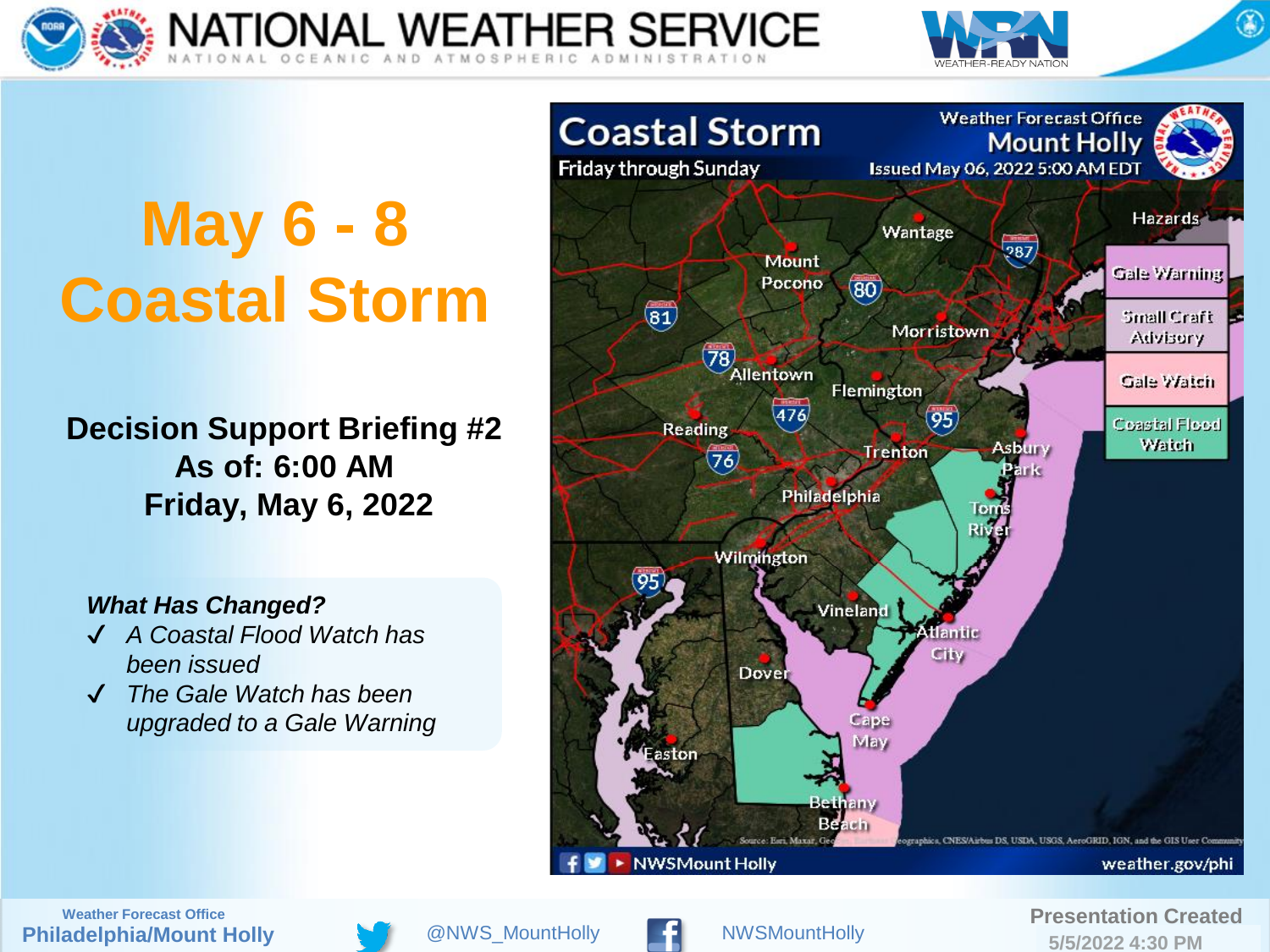# May 6 - 8 Coastal Storm

**Decision Support Briefing #2**
**As of: 6:00 AM**
**Friday, May 6, 2022**

***What Has Changed?***

- ✓ *A Coastal Flood Watch has been issued*
- ✓ *The Gale Watch has been upgraded to a Gale Warning*

## Coastal Storm

Friday through Sunday

Weather Forecast Office Mount Holly

Issued May 06, 2022 5:00 AM EDT

**Hazards**

- Gale Warning
- Small Craft Advisory
- Gale Watch
- Coastal Flood Watch

Wantage, Mount Pocono, Morristown, Allentown, Flemington, Reading, Trenton, Asbury Park, Philadelphia, Toms River, Wilmington, Vineland, Atlantic City, Dover, Cape May, Easton, Bethany Beach

Source: Esri, Maxar, GeoEye, Earthstar Geographics, CNES/Airbus DS, USDA, USGS, AeroGRID, IGN, and the GIS User Community

NWSMount Holly

weather.gov/phi

Weather Forecast Office
**Philadelphia/Mount Holly**

@NWS_MountHolly

NWSMountHolly

Presentation Created
5/5/2022 4:30 PM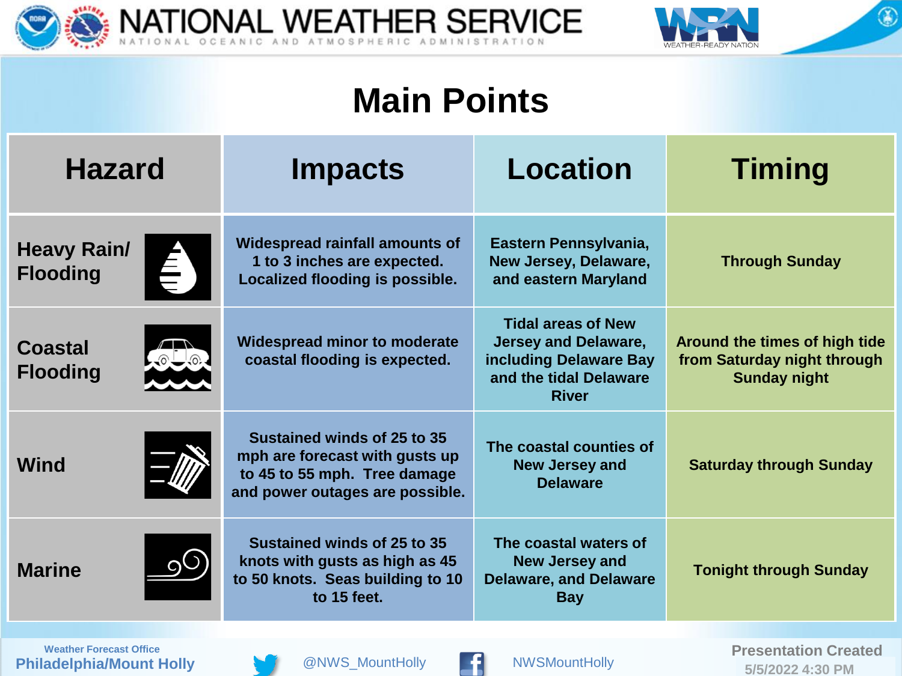# Main Points

| Hazard | Impacts | Location | Timing |
| --- | --- | --- | --- |
| Heavy Rain/ Flooding | Widespread rainfall amounts of 1 to 3 inches are expected. Localized flooding is possible. | Eastern Pennsylvania, New Jersey, Delaware, and eastern Maryland | Through Sunday |
| Coastal Flooding | Widespread minor to moderate coastal flooding is expected. | Tidal areas of New Jersey and Delaware, including Delaware Bay and the tidal Delaware River | Around the times of high tide from Saturday night through Sunday night |
| Wind | Sustained winds of 25 to 35 mph are forecast with gusts up to 45 to 55 mph. Tree damage and power outages are possible. | The coastal counties of New Jersey and Delaware | Saturday through Sunday |
| Marine | Sustained winds of 25 to 35 knots with gusts as high as 45 to 50 knots. Seas building to 10 to 15 feet. | The coastal waters of New Jersey and Delaware, and Delaware Bay | Tonight through Sunday |

Weather Forecast Office
**Philadelphia/Mount Holly**

@NWS_MountHolly

NWSMountHolly

Presentation Created
5/5/2022 4:30 PM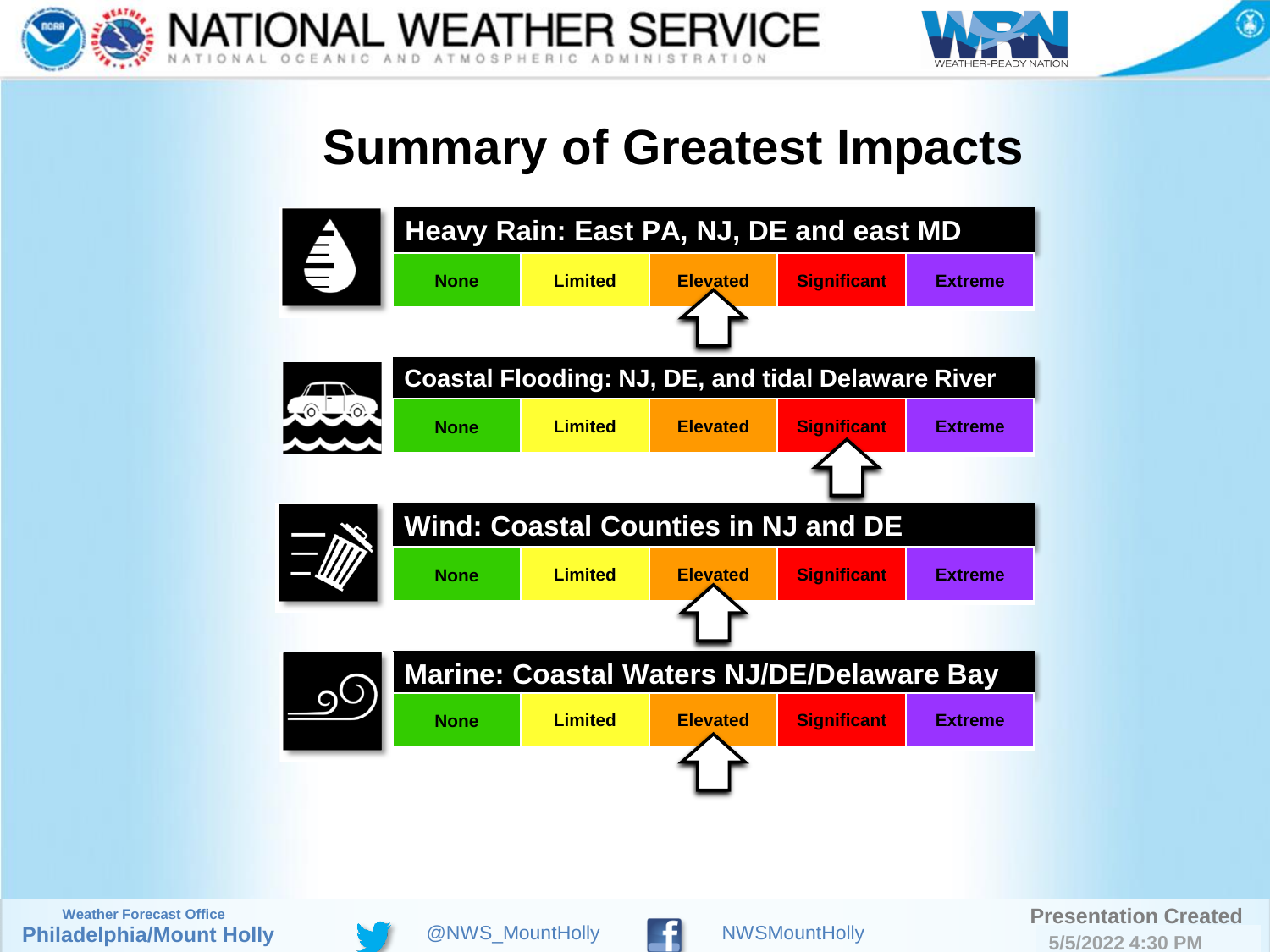# Summary of Greatest Impacts

## Heavy Rain: East PA, NJ, DE and east MD

| None | Limited | Elevated | Significant | Extreme |
|---|---|---|---|---|
| | | ⇧ | | |

## Coastal Flooding: NJ, DE, and tidal Delaware River

| None | Limited | Elevated | Significant | Extreme |
|---|---|---|---|---|
| | | | ⇧ | |

## Wind: Coastal Counties in NJ and DE

| None | Limited | Elevated | Significant | Extreme |
|---|---|---|---|---|
| | | ⇧ | | |

## Marine: Coastal Waters NJ/DE/Delaware Bay

| None | Limited | Elevated | Significant | Extreme |
|---|---|---|---|---|
| | | ⇧ | | |

Weather Forecast Office
**Philadelphia/Mount Holly**

@NWS_MountHolly

NWSMountHolly

Presentation Created
5/5/2022 4:30 PM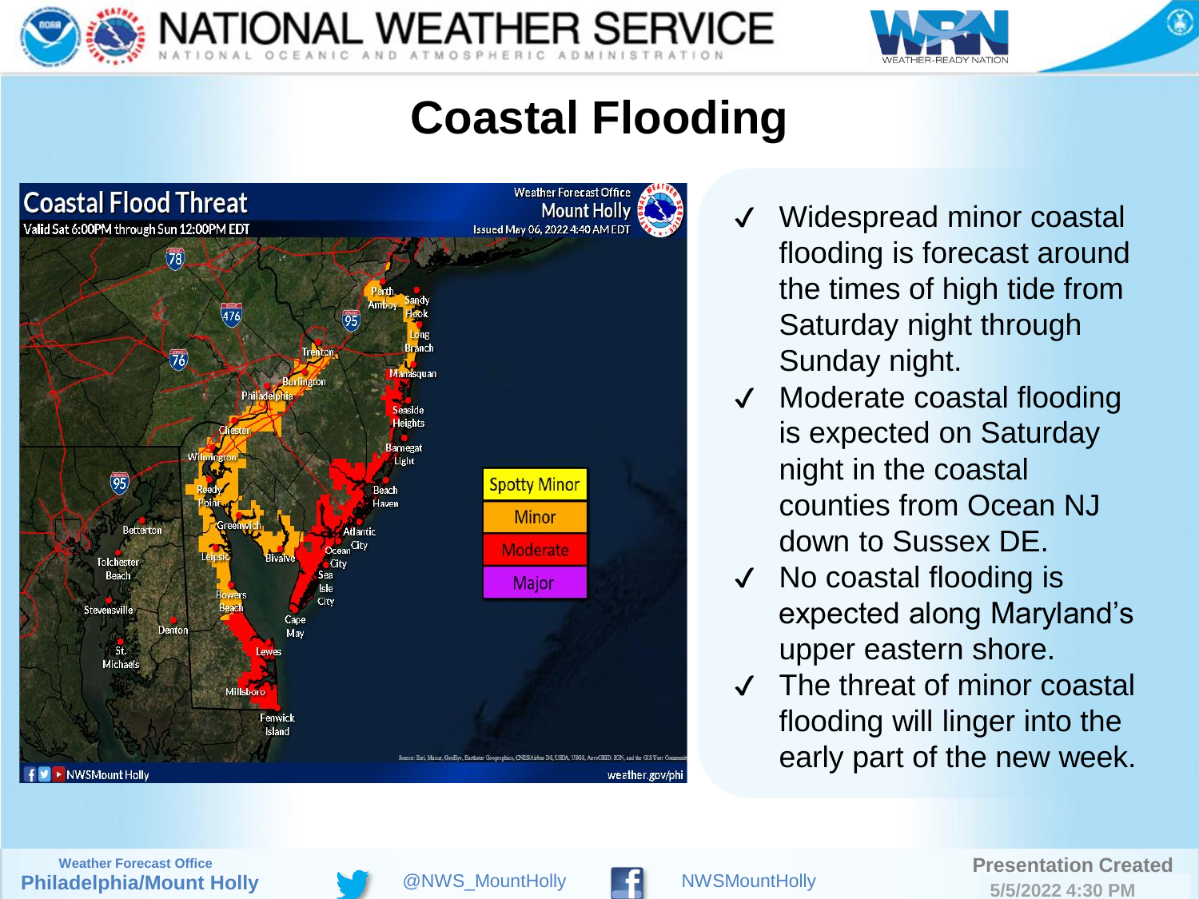# Coastal Flooding

**Coastal Flood Threat**

Valid Sat 6:00PM through Sun 12:00PM EDT

Weather Forecast Office Mount Holly

Issued May 06, 2022 4:40 AM EDT

- Spotty Minor
- Minor
- Moderate
- Major

- ✔ Widespread minor coastal flooding is forecast around the times of high tide from Saturday night through Sunday night.
- ✔ Moderate coastal flooding is expected on Saturday night in the coastal counties from Ocean NJ down to Sussex DE.
- ✔ No coastal flooding is expected along Maryland's upper eastern shore.
- ✔ The threat of minor coastal flooding will linger into the early part of the new week.

Presentation Created 5/5/2022 4:30 PM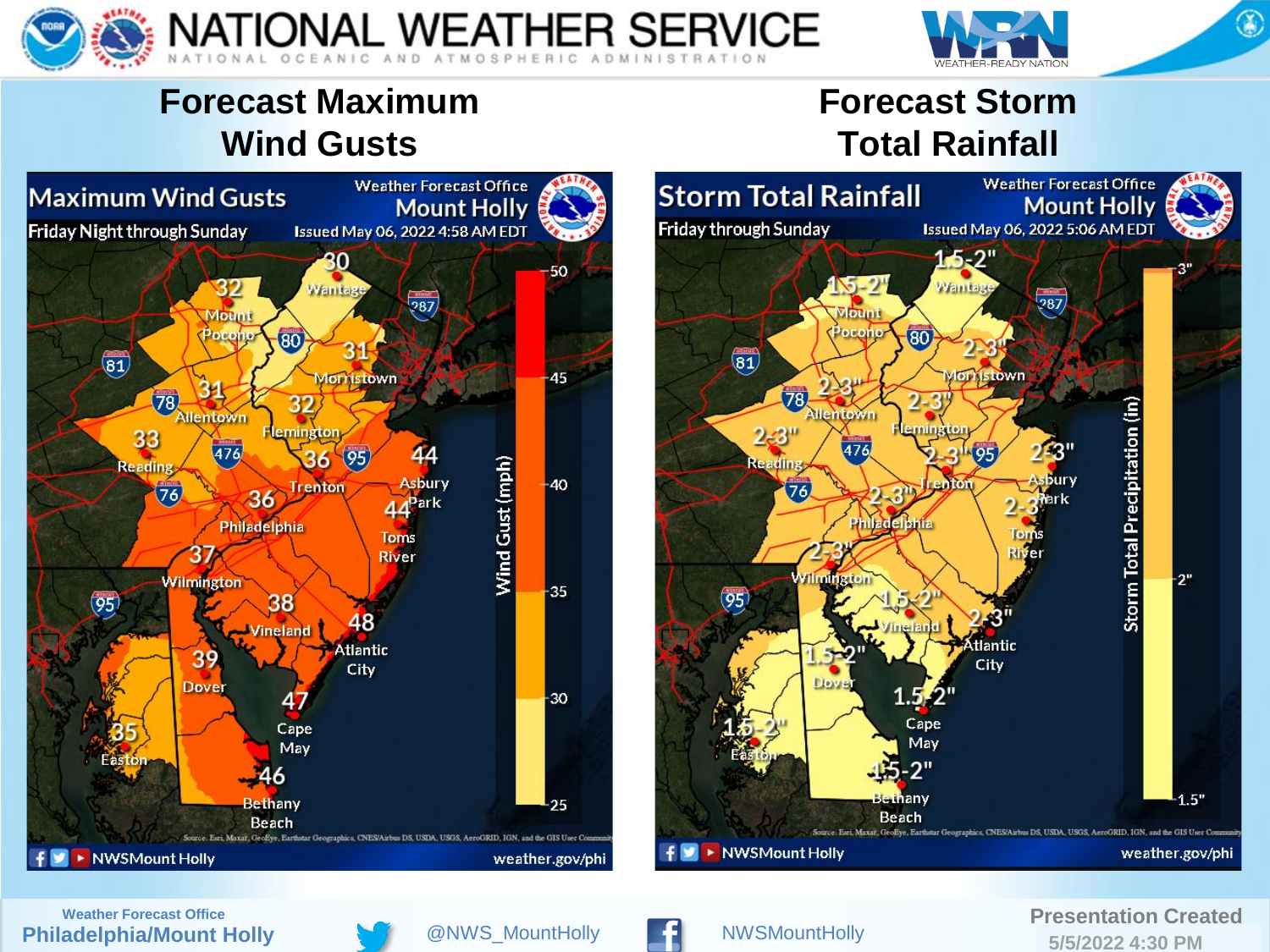## Forecast Maximum Wind Gusts

**Maximum Wind Gusts**
Friday Night through Sunday
Weather Forecast Office Mount Holly
Issued May 06, 2022 4:58 AM EDT

| Location | Max Wind Gust (mph) |
|---|---|
| Wantage | 30 |
| Mount Pocono | 32 |
| Morristown | 31 |
| Allentown | 31 |
| Flemington | 32 |
| Reading | 33 |
| Trenton | 36 |
| Philadelphia | 36 |
| Asbury Park | 44 |
| Toms River | 44 |
| Wilmington | 37 |
| Vineland | 38 |
| Atlantic City | 48 |
| Dover | 39 |
| Cape May | 47 |
| Easton | 35 |
| Bethany Beach | 46 |

Wind Gust (mph): 25 – 30 – 35 – 40 – 45 – 50

NWSMount Holly — weather.gov/phi

## Forecast Storm Total Rainfall

**Storm Total Rainfall**
Friday through Sunday
Weather Forecast Office Mount Holly
Issued May 06, 2022 5:06 AM EDT

| Location | Storm Total Rainfall |
|---|---|
| Wantage | 1.5-2" |
| Mount Pocono | 1.5-2" |
| Morristown | 2-3" |
| Allentown | 2-3" |
| Flemington | 2-3" |
| Reading | 2-3" |
| Trenton | 2-3" |
| Asbury Park | 2-3" |
| Toms River | 2-3" |
| Philadelphia | 2-3" |
| Wilmington | 2-3" |
| Vineland | 1.5-2" |
| Atlantic City | 2-3" |
| Dover | 1.5-2" |
| Cape May | 1.5-2" |
| Easton | 1.5-2" |
| Bethany Beach | 1.5-2" |

Storm Total Precipitation (in): 1.5" – 2" – 3"

NWSMount Holly — weather.gov/phi

Weather Forecast Office Philadelphia/Mount Holly — @NWS_MountHolly — NWSMountHolly

Presentation Created 5/5/2022 4:30 PM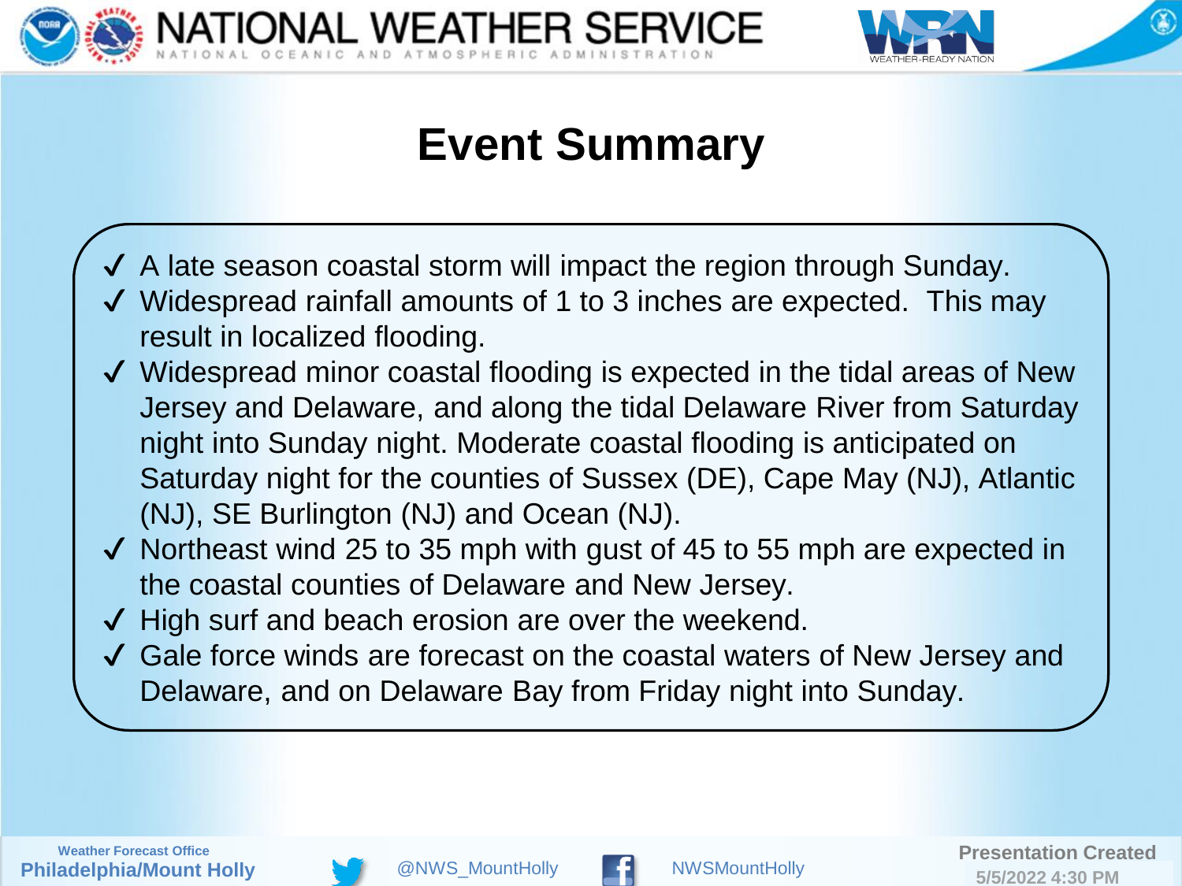# Event Summary

- ✔ A late season coastal storm will impact the region through Sunday.
- ✔ Widespread rainfall amounts of 1 to 3 inches are expected. This may result in localized flooding.
- ✔ Widespread minor coastal flooding is expected in the tidal areas of New Jersey and Delaware, and along the tidal Delaware River from Saturday night into Sunday night. Moderate coastal flooding is anticipated on Saturday night for the counties of Sussex (DE), Cape May (NJ), Atlantic (NJ), SE Burlington (NJ) and Ocean (NJ).
- ✔ Northeast wind 25 to 35 mph with gust of 45 to 55 mph are expected in the coastal counties of Delaware and New Jersey.
- ✔ High surf and beach erosion are over the weekend.
- ✔ Gale force winds are forecast on the coastal waters of New Jersey and Delaware, and on Delaware Bay from Friday night into Sunday.

Weather Forecast Office
**Philadelphia/Mount Holly**

@NWS_MountHolly

NWSMountHolly

**Presentation Created**
**5/5/2022 4:30 PM**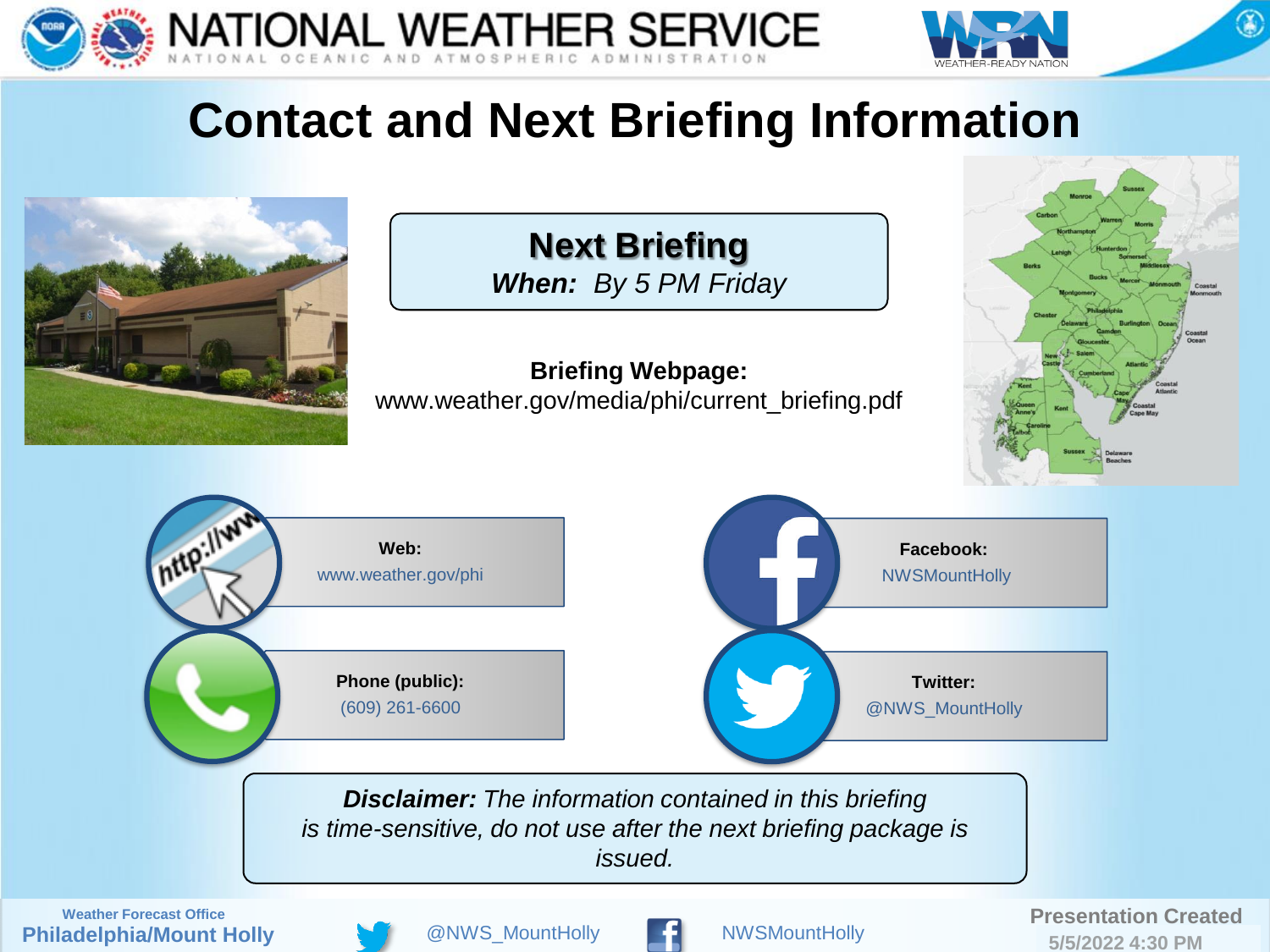# Contact and Next Briefing Information

## Next Briefing

***When:*** *By 5 PM Friday*

**Briefing Webpage:**
www.weather.gov/media/phi/current_briefing.pdf

**Web:**
www.weather.gov/phi

**Facebook:**
NWSMountHolly

**Phone (public):**
(609) 261-6600

**Twitter:**
@NWS_MountHolly

***Disclaimer:*** *The information contained in this briefing is time-sensitive, do not use after the next briefing package is issued.*

Weather Forecast Office
**Philadelphia/Mount Holly**

@NWS_MountHolly

NWSMountHolly

**Presentation Created**
**5/5/2022 4:30 PM**